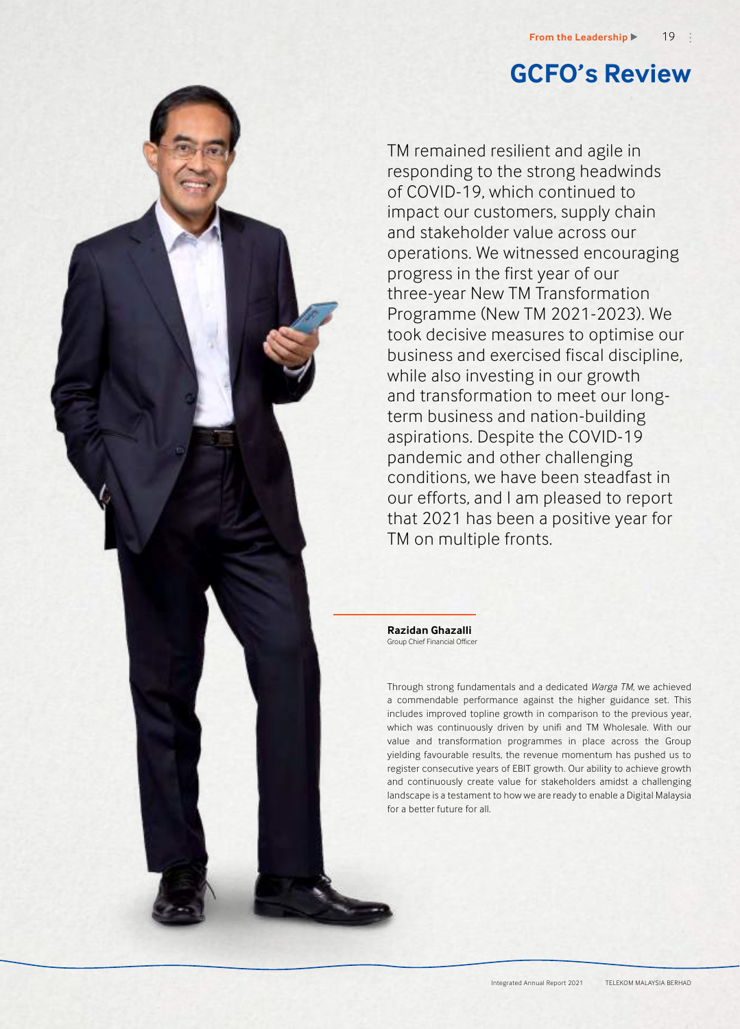# GCFO's Review

TM remained resilient and agile in responding to the strong headwinds of COVID-19, which continued to impact our customers, supply chain and stakeholder value across our operations. We witnessed encouraging progress in the first year of our three-year New TM Transformation Programme (New TM 2021-2023). We took decisive measures to optimise our business and exercised fiscal discipline, while also investing in our growth and transformation to meet our long-term business and nation-building aspirations. Despite the COVID-19 pandemic and other challenging conditions, we have been steadfast in our efforts, and I am pleased to report that 2021 has been a positive year for TM on multiple fronts.

**Razidan Ghazalli**
Group Chief Financial Officer

Through strong fundamentals and a dedicated *Warga TM*, we achieved a commendable performance against the higher guidance set. This includes improved topline growth in comparison to the previous year, which was continuously driven by unifi and TM Wholesale. With our value and transformation programmes in place across the Group yielding favourable results, the revenue momentum has pushed us to register consecutive years of EBIT growth. Our ability to achieve growth and continuously create value for stakeholders amidst a challenging landscape is a testament to how we are ready to enable a Digital Malaysia for a better future for all.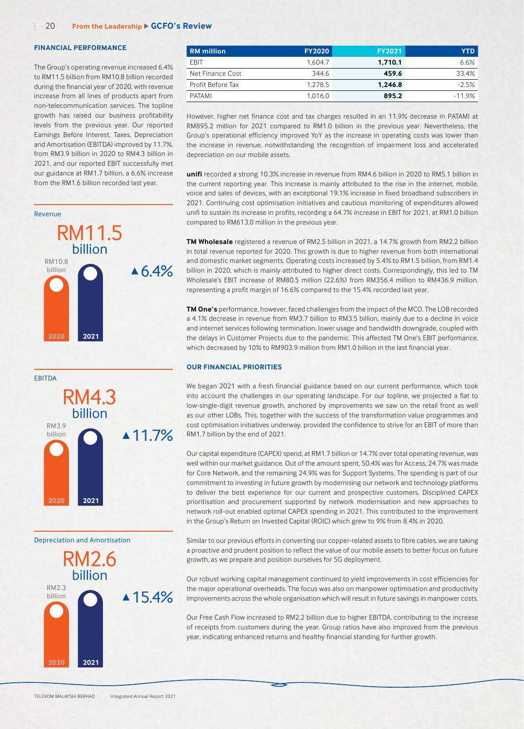## FINANCIAL PERFORMANCE

The Group's operating revenue increased 6.4% to RM11.5 billion from RM10.8 billion recorded during the financial year of 2020, with revenue increase from all lines of products apart from non-telecommunication services. The topline growth has raised our business profitability levels from the previous year. Our reported Earnings Before Interest, Taxes, Depreciation and Amortisation (EBITDA) improved by 11.7%, from RM3.9 billion in 2020 to RM4.3 billion in 2021, and our reported EBIT successfully met our guidance at RM1.7 billion, a 6.6% increase from the RM1.6 billion recorded last year.

**Revenue**

RM11.5 billion ▲6.4%

| 2020 | 2021 |
|---|---|
| RM10.8 billion | RM11.5 billion |

**EBITDA**

RM4.3 billion ▲11.7%

| 2020 | 2021 |
|---|---|
| RM3.9 billion | RM4.3 billion |

**Depreciation and Amortisation**

RM2.6 billion ▲15.4%

| 2020 | 2021 |
|---|---|
| RM2.3 billion | RM2.6 billion |

| RM million | FY2020 | FY2021 | YTD |
|---|---|---|---|
| EBIT | 1,604.7 | **1,710.1** | 6.6% |
| Net Finance Cost | 344.6 | **459.6** | 33.4% |
| Profit Before Tax | 1,278.5 | **1,246.8** | -2.5% |
| PATAMI | 1,016.0 | **895.2** | -11.9% |

However, higher net finance cost and tax charges resulted in an 11.9% decrease in PATAMI at RM895.2 million for 2021 compared to RM1.0 billion in the previous year. Nevertheless, the Group's operational efficiency improved YoY as the increase in operating costs was lower than the increase in revenue, notwithstanding the recognition of impairment loss and accelerated depreciation on our mobile assets.

**unifi** recorded a strong 10.3% increase in revenue from RM4.6 billion in 2020 to RM5.1 billion in the current reporting year. This increase is mainly attributed to the rise in the internet, mobile, voice and sales of devices, with an exceptional 19.1% increase in fixed broadband subscribers in 2021. Continuing cost optimisation initiatives and cautious monitoring of expenditures allowed unifi to sustain its increase in profits, recording a 64.7% increase in EBIT for 2021, at RM1.0 billion compared to RM613.0 million in the previous year.

**TM Wholesale** registered a revenue of RM2.5 billion in 2021, a 14.7% growth from RM2.2 billion in total revenue reported for 2020. This growth is due to higher revenue from both international and domestic market segments. Operating costs increased by 5.4% to RM1.5 billion, from RM1.4 billion in 2020, which is mainly attributed to higher direct costs. Correspondingly, this led to TM Wholesale's EBIT increase of RM80.5 million (22.6%) from RM356.4 million to RM436.9 million, representing a profit margin of 16.6% compared to the 15.4% recorded last year.

**TM One's** performance, however, faced challenges from the impact of the MCO. The LOB recorded a 4.1% decrease in revenue from RM3.7 billion to RM3.5 billion, mainly due to a decline in voice and internet services following termination, lower usage and bandwidth downgrade, coupled with the delays in Customer Projects due to the pandemic. This affected TM One's EBIT performance, which decreased by 10% to RM903.9 million from RM1.0 billion in the last financial year.

## OUR FINANCIAL PRIORITIES

We began 2021 with a fresh financial guidance based on our current performance, which took into account the challenges in our operating landscape. For our topline, we projected a flat to low-single-digit revenue growth, anchored by improvements we saw on the retail front as well as our other LOBs. This, together with the success of the transformation value programmes and cost optimisation initiatives underway, provided the confidence to strive for an EBIT of more than RM1.7 billion by the end of 2021.

Our capital expenditure (CAPEX) spend, at RM1.7 billion or 14.7% over total operating revenue, was well within our market guidance. Out of the amount spent, 50.4% was for Access, 24.7% was made for Core Network, and the remaining 24.9% was for Support Systems. The spending is part of our commitment to investing in future growth by modernising our network and technology platforms to deliver the best experience for our current and prospective customers. Disciplined CAPEX prioritisation and procurement supported by network modernisation and new approaches to network roll-out enabled optimal CAPEX spending in 2021. This contributed to the improvement in the Group's Return on Invested Capital (ROIC) which grew to 9% from 8.4% in 2020.

Similar to our previous efforts in converting our copper-related assets to fibre cables, we are taking a proactive and prudent position to reflect the value of our mobile assets to better focus on future growth, as we prepare and position ourselves for 5G deployment.

Our robust working capital management continued to yield improvements in cost efficiencies for the major operational overheads. The focus was also on manpower optimisation and productivity improvements across the whole organisation which will result in future savings in manpower costs.

Our Free Cash Flow increased to RM2.2 billion due to higher EBITDA, contributing to the increase of receipts from customers during the year. Group ratios have also improved from the previous year, indicating enhanced returns and healthy financial standing for further growth.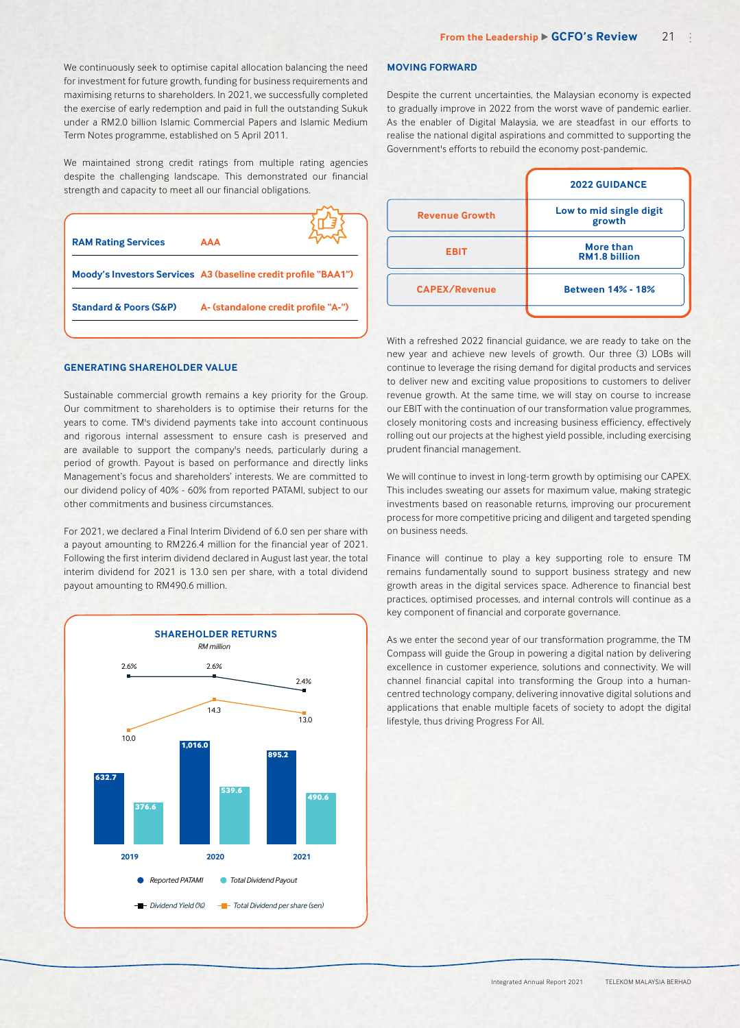We continuously seek to optimise capital allocation balancing the need for investment for future growth, funding for business requirements and maximising returns to shareholders. In 2021, we successfully completed the exercise of early redemption and paid in full the outstanding Sukuk under a RM2.0 billion Islamic Commercial Papers and Islamic Medium Term Notes programme, established on 5 April 2011.

We maintained strong credit ratings from multiple rating agencies despite the challenging landscape. This demonstrated our financial strength and capacity to meet all our financial obligations.

| | |
|---|---|
| **RAM Rating Services** | **AAA** |
| **Moody's Investors Services** | **A3 (baseline credit profile "BAA1")** |
| **Standard & Poors (S&P)** | **A- (standalone credit profile "A-")** |

## GENERATING SHAREHOLDER VALUE

Sustainable commercial growth remains a key priority for the Group. Our commitment to shareholders is to optimise their returns for the years to come. TM's dividend payments take into account continuous and rigorous internal assessment to ensure cash is preserved and are available to support the company's needs, particularly during a period of growth. Payout is based on performance and directly links Management's focus and shareholders' interests. We are committed to our dividend policy of 40% - 60% from reported PATAMI, subject to our other commitments and business circumstances.

For 2021, we declared a Final Interim Dividend of 6.0 sen per share with a payout amounting to RM226.4 million for the financial year of 2021. Following the first interim dividend declared in August last year, the total interim dividend for 2021 is 13.0 sen per share, with a total dividend payout amounting to RM490.6 million.

**SHAREHOLDER RETURNS**

*RM million*

2.6%
2.6%
2.4%
14.3
13.0
10.0
632.7
376.6
1,016.0
539.6
895.2
490.6
2019
2020
2021

Reported PATAMI
Total Dividend Payout
Dividend Yield (%)
Total Dividend per share (sen)

## MOVING FORWARD

Despite the current uncertainties, the Malaysian economy is expected to gradually improve in 2022 from the worst wave of pandemic earlier. As the enabler of Digital Malaysia, we are steadfast in our efforts to realise the national digital aspirations and committed to supporting the Government's efforts to rebuild the economy post-pandemic.

| | 2022 GUIDANCE |
|---|---|
| Revenue Growth | Low to mid single digit growth |
| EBIT | More than RM1.8 billion |
| CAPEX/Revenue | Between 14% - 18% |

With a refreshed 2022 financial guidance, we are ready to take on the new year and achieve new levels of growth. Our three (3) LOBs will continue to leverage the rising demand for digital products and services to deliver new and exciting value propositions to customers to deliver revenue growth. At the same time, we will stay on course to increase our EBIT with the continuation of our transformation value programmes, closely monitoring costs and increasing business efficiency, effectively rolling out our projects at the highest yield possible, including exercising prudent financial management.

We will continue to invest in long-term growth by optimising our CAPEX. This includes sweating our assets for maximum value, making strategic investments based on reasonable returns, improving our procurement process for more competitive pricing and diligent and targeted spending on business needs.

Finance will continue to play a key supporting role to ensure TM remains fundamentally sound to support business strategy and new growth areas in the digital services space. Adherence to financial best practices, optimised processes, and internal controls will continue as a key component of financial and corporate governance.

As we enter the second year of our transformation programme, the TM Compass will guide the Group in powering a digital nation by delivering excellence in customer experience, solutions and connectivity. We will channel financial capital into transforming the Group into a human-centred technology company, delivering innovative digital solutions and applications that enable multiple facets of society to adopt the digital lifestyle, thus driving Progress For All.